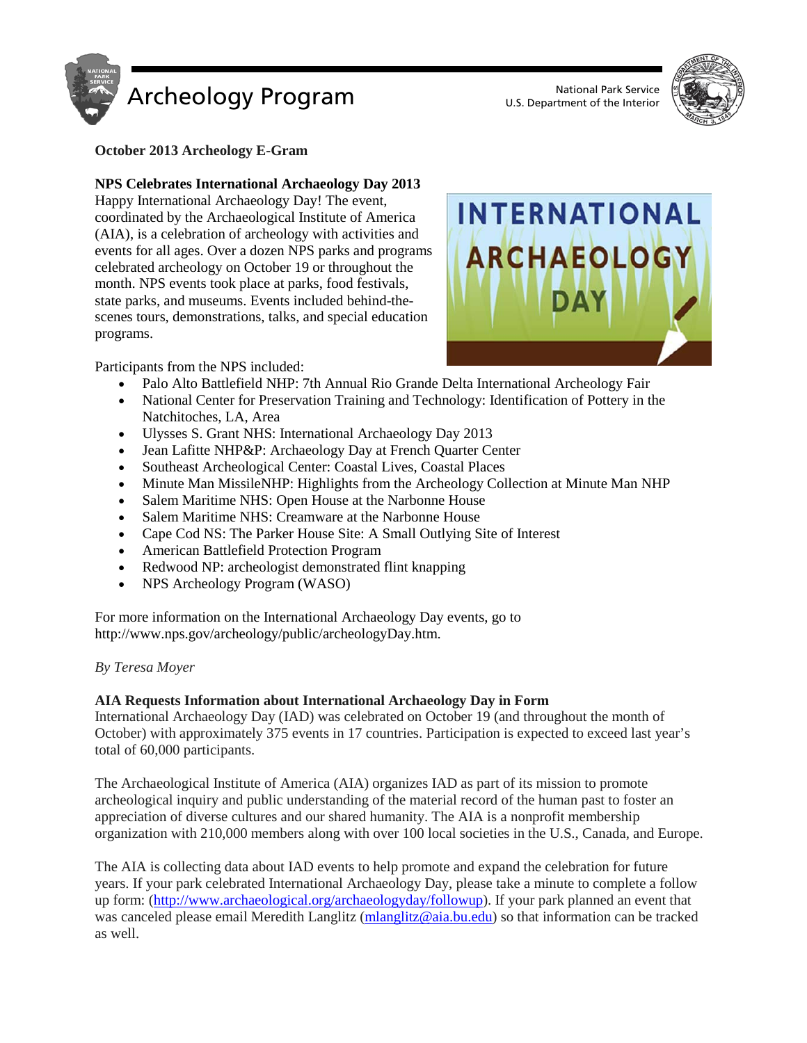# Archeology Program

National Park Service
U.S. Department of the Interior

**October 2013 Archeology E-Gram**

## NPS Celebrates International Archaeology Day 2013

Happy International Archaeology Day! The event, coordinated by the Archaeological Institute of America (AIA), is a celebration of archeology with activities and events for all ages. Over a dozen NPS parks and programs celebrated archeology on October 19 or throughout the month. NPS events took place at parks, food festivals, state parks, and museums. Events included behind-the-scenes tours, demonstrations, talks, and special education programs.

Participants from the NPS included:

- Palo Alto Battlefield NHP: 7th Annual Rio Grande Delta International Archeology Fair
- National Center for Preservation Training and Technology: Identification of Pottery in the Natchitoches, LA, Area
- Ulysses S. Grant NHS: International Archaeology Day 2013
- Jean Lafitte NHP&P: Archaeology Day at French Quarter Center
- Southeast Archeological Center: Coastal Lives, Coastal Places
- Minute Man MissileNHP: Highlights from the Archeology Collection at Minute Man NHP
- Salem Maritime NHS: Open House at the Narbonne House
- Salem Maritime NHS: Creamware at the Narbonne House
- Cape Cod NS: The Parker House Site: A Small Outlying Site of Interest
- American Battlefield Protection Program
- Redwood NP: archeologist demonstrated flint knapping
- NPS Archeology Program (WASO)

For more information on the International Archaeology Day events, go to http://www.nps.gov/archeology/public/archeologyDay.htm.

*By Teresa Moyer*

## AIA Requests Information about International Archaeology Day in Form

International Archaeology Day (IAD) was celebrated on October 19 (and throughout the month of October) with approximately 375 events in 17 countries. Participation is expected to exceed last year's total of 60,000 participants.

The Archaeological Institute of America (AIA) organizes IAD as part of its mission to promote archeological inquiry and public understanding of the material record of the human past to foster an appreciation of diverse cultures and our shared humanity. The AIA is a nonprofit membership organization with 210,000 members along with over 100 local societies in the U.S., Canada, and Europe.

The AIA is collecting data about IAD events to help promote and expand the celebration for future years. If your park celebrated International Archaeology Day, please take a minute to complete a follow up form: (http://www.archaeological.org/archaeologyday/followup). If your park planned an event that was canceled please email Meredith Langlitz (mlanglitz@aia.bu.edu) so that information can be tracked as well.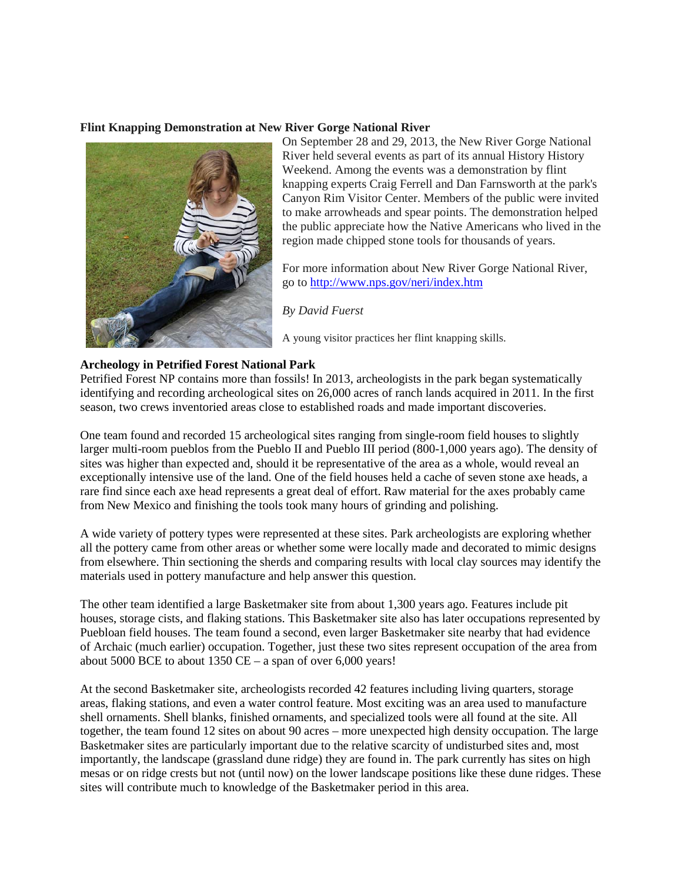**Flint Knapping Demonstration at New River Gorge National River**

On September 28 and 29, 2013, the New River Gorge National River held several events as part of its annual History History Weekend. Among the events was a demonstration by flint knapping experts Craig Ferrell and Dan Farnsworth at the park's Canyon Rim Visitor Center. Members of the public were invited to make arrowheads and spear points. The demonstration helped the public appreciate how the Native Americans who lived in the region made chipped stone tools for thousands of years.

For more information about New River Gorge National River, go to http://www.nps.gov/neri/index.htm

*By David Fuerst*

A young visitor practices her flint knapping skills.

**Archeology in Petrified Forest National Park**

Petrified Forest NP contains more than fossils! In 2013, archeologists in the park began systematically identifying and recording archeological sites on 26,000 acres of ranch lands acquired in 2011. In the first season, two crews inventoried areas close to established roads and made important discoveries.

One team found and recorded 15 archeological sites ranging from single-room field houses to slightly larger multi-room pueblos from the Pueblo II and Pueblo III period (800-1,000 years ago). The density of sites was higher than expected and, should it be representative of the area as a whole, would reveal an exceptionally intensive use of the land. One of the field houses held a cache of seven stone axe heads, a rare find since each axe head represents a great deal of effort. Raw material for the axes probably came from New Mexico and finishing the tools took many hours of grinding and polishing.

A wide variety of pottery types were represented at these sites. Park archeologists are exploring whether all the pottery came from other areas or whether some were locally made and decorated to mimic designs from elsewhere. Thin sectioning the sherds and comparing results with local clay sources may identify the materials used in pottery manufacture and help answer this question.

The other team identified a large Basketmaker site from about 1,300 years ago. Features include pit houses, storage cists, and flaking stations. This Basketmaker site also has later occupations represented by Puebloan field houses. The team found a second, even larger Basketmaker site nearby that had evidence of Archaic (much earlier) occupation. Together, just these two sites represent occupation of the area from about 5000 BCE to about 1350 CE – a span of over 6,000 years!

At the second Basketmaker site, archeologists recorded 42 features including living quarters, storage areas, flaking stations, and even a water control feature. Most exciting was an area used to manufacture shell ornaments. Shell blanks, finished ornaments, and specialized tools were all found at the site. All together, the team found 12 sites on about 90 acres – more unexpected high density occupation. The large Basketmaker sites are particularly important due to the relative scarcity of undisturbed sites and, most importantly, the landscape (grassland dune ridge) they are found in. The park currently has sites on high mesas or on ridge crests but not (until now) on the lower landscape positions like these dune ridges. These sites will contribute much to knowledge of the Basketmaker period in this area.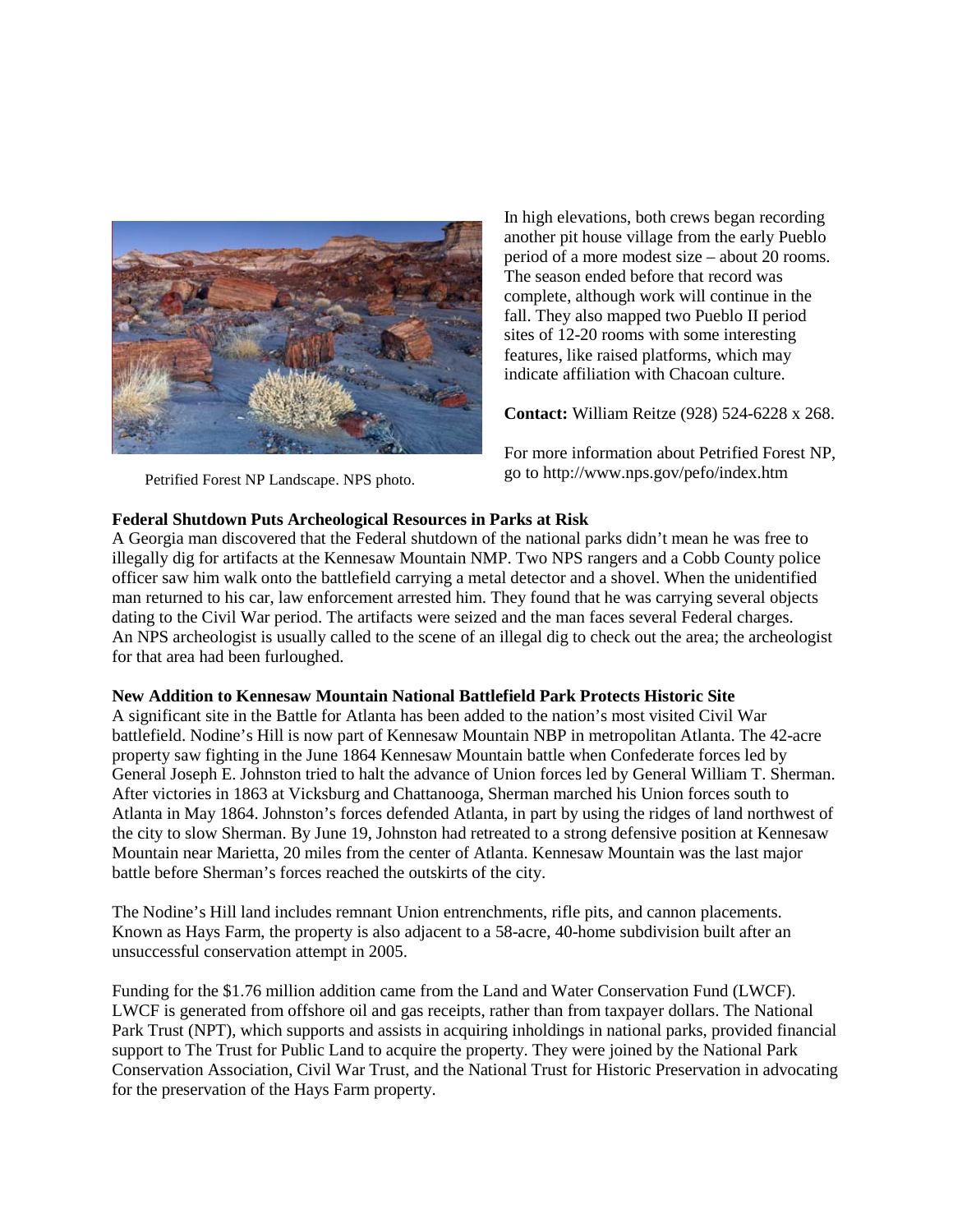Petrified Forest NP Landscape. NPS photo.

In high elevations, both crews began recording another pit house village from the early Pueblo period of a more modest size – about 20 rooms. The season ended before that record was complete, although work will continue in the fall. They also mapped two Pueblo II period sites of 12-20 rooms with some interesting features, like raised platforms, which may indicate affiliation with Chacoan culture.

**Contact:** William Reitze (928) 524-6228 x 268.

For more information about Petrified Forest NP, go to http://www.nps.gov/pefo/index.htm

**Federal Shutdown Puts Archeological Resources in Parks at Risk**

A Georgia man discovered that the Federal shutdown of the national parks didn't mean he was free to illegally dig for artifacts at the Kennesaw Mountain NMP. Two NPS rangers and a Cobb County police officer saw him walk onto the battlefield carrying a metal detector and a shovel. When the unidentified man returned to his car, law enforcement arrested him. They found that he was carrying several objects dating to the Civil War period. The artifacts were seized and the man faces several Federal charges. An NPS archeologist is usually called to the scene of an illegal dig to check out the area; the archeologist for that area had been furloughed.

**New Addition to Kennesaw Mountain National Battlefield Park Protects Historic Site**

A significant site in the Battle for Atlanta has been added to the nation's most visited Civil War battlefield. Nodine's Hill is now part of Kennesaw Mountain NBP in metropolitan Atlanta. The 42-acre property saw fighting in the June 1864 Kennesaw Mountain battle when Confederate forces led by General Joseph E. Johnston tried to halt the advance of Union forces led by General William T. Sherman. After victories in 1863 at Vicksburg and Chattanooga, Sherman marched his Union forces south to Atlanta in May 1864. Johnston's forces defended Atlanta, in part by using the ridges of land northwest of the city to slow Sherman. By June 19, Johnston had retreated to a strong defensive position at Kennesaw Mountain near Marietta, 20 miles from the center of Atlanta. Kennesaw Mountain was the last major battle before Sherman's forces reached the outskirts of the city.

The Nodine's Hill land includes remnant Union entrenchments, rifle pits, and cannon placements. Known as Hays Farm, the property is also adjacent to a 58-acre, 40-home subdivision built after an unsuccessful conservation attempt in 2005.

Funding for the $1.76 million addition came from the Land and Water Conservation Fund (LWCF). LWCF is generated from offshore oil and gas receipts, rather than from taxpayer dollars. The National Park Trust (NPT), which supports and assists in acquiring inholdings in national parks, provided financial support to The Trust for Public Land to acquire the property. They were joined by the National Park Conservation Association, Civil War Trust, and the National Trust for Historic Preservation in advocating for the preservation of the Hays Farm property.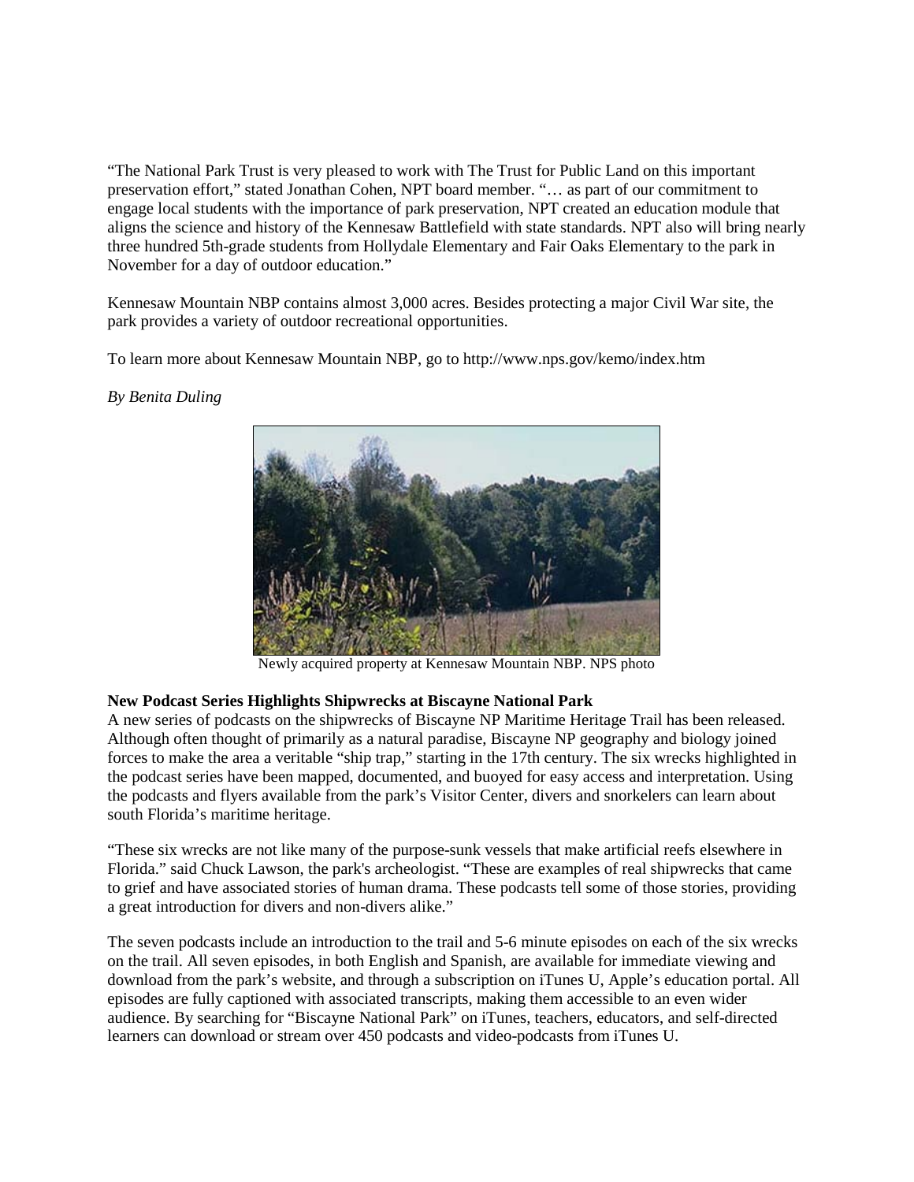"The National Park Trust is very pleased to work with The Trust for Public Land on this important preservation effort," stated Jonathan Cohen, NPT board member. "… as part of our commitment to engage local students with the importance of park preservation, NPT created an education module that aligns the science and history of the Kennesaw Battlefield with state standards. NPT also will bring nearly three hundred 5th-grade students from Hollydale Elementary and Fair Oaks Elementary to the park in November for a day of outdoor education."

Kennesaw Mountain NBP contains almost 3,000 acres. Besides protecting a major Civil War site, the park provides a variety of outdoor recreational opportunities.

To learn more about Kennesaw Mountain NBP, go to http://www.nps.gov/kemo/index.htm

*By Benita Duling*

Newly acquired property at Kennesaw Mountain NBP. NPS photo

**New Podcast Series Highlights Shipwrecks at Biscayne National Park**

A new series of podcasts on the shipwrecks of Biscayne NP Maritime Heritage Trail has been released. Although often thought of primarily as a natural paradise, Biscayne NP geography and biology joined forces to make the area a veritable "ship trap," starting in the 17th century. The six wrecks highlighted in the podcast series have been mapped, documented, and buoyed for easy access and interpretation. Using the podcasts and flyers available from the park's Visitor Center, divers and snorkelers can learn about south Florida's maritime heritage.

"These six wrecks are not like many of the purpose-sunk vessels that make artificial reefs elsewhere in Florida." said Chuck Lawson, the park's archeologist. "These are examples of real shipwrecks that came to grief and have associated stories of human drama. These podcasts tell some of those stories, providing a great introduction for divers and non-divers alike."

The seven podcasts include an introduction to the trail and 5-6 minute episodes on each of the six wrecks on the trail. All seven episodes, in both English and Spanish, are available for immediate viewing and download from the park's website, and through a subscription on iTunes U, Apple's education portal. All episodes are fully captioned with associated transcripts, making them accessible to an even wider audience. By searching for "Biscayne National Park" on iTunes, teachers, educators, and self-directed learners can download or stream over 450 podcasts and video-podcasts from iTunes U.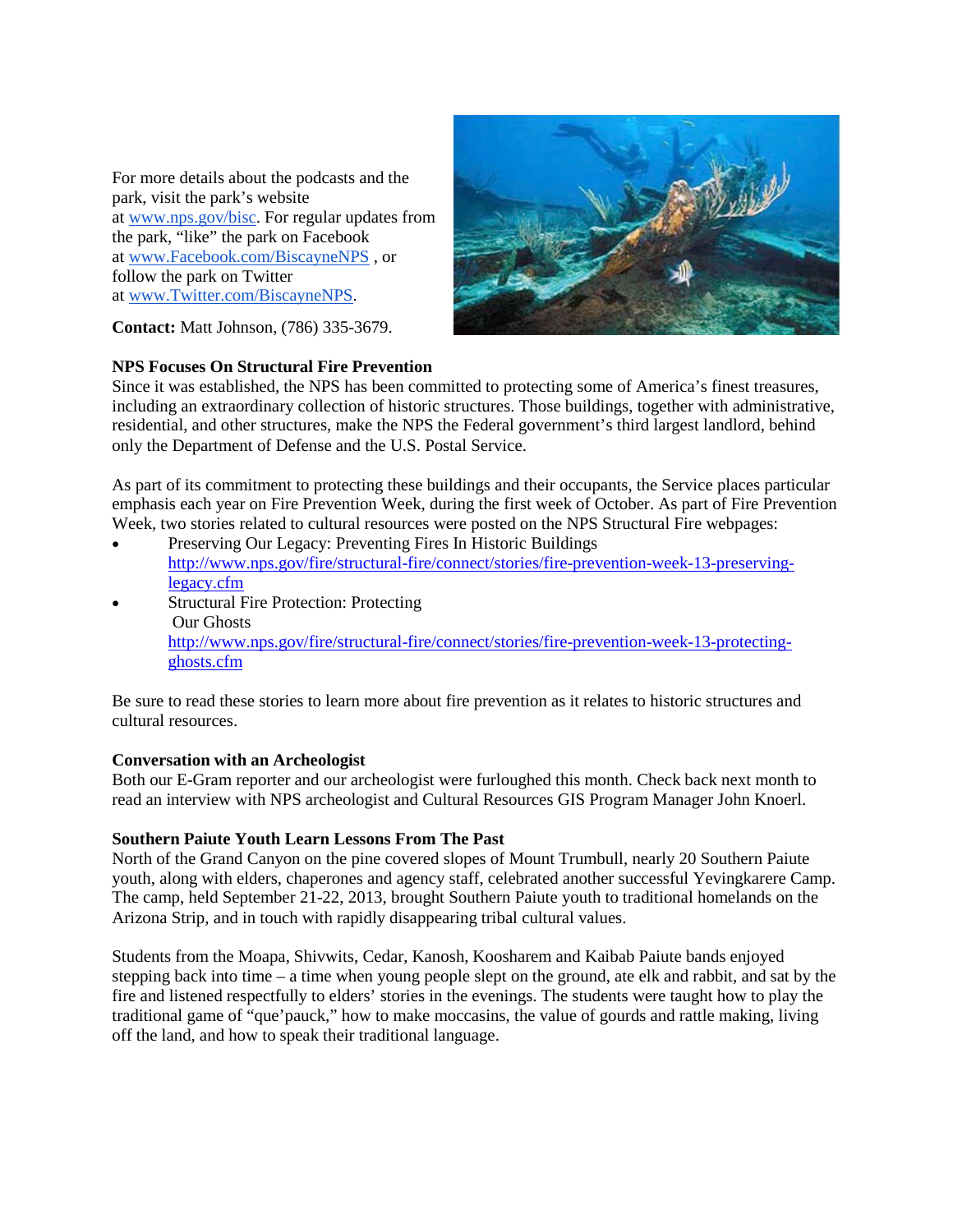For more details about the podcasts and the park, visit the park's website at www.nps.gov/bisc. For regular updates from the park, "like" the park on Facebook at www.Facebook.com/BiscayneNPS , or follow the park on Twitter at www.Twitter.com/BiscayneNPS.

**Contact:** Matt Johnson, (786) 335-3679.

**NPS Focuses On Structural Fire Prevention**

Since it was established, the NPS has been committed to protecting some of America's finest treasures, including an extraordinary collection of historic structures. Those buildings, together with administrative, residential, and other structures, make the NPS the Federal government's third largest landlord, behind only the Department of Defense and the U.S. Postal Service.

As part of its commitment to protecting these buildings and their occupants, the Service places particular emphasis each year on Fire Prevention Week, during the first week of October. As part of Fire Prevention Week, two stories related to cultural resources were posted on the NPS Structural Fire webpages:

- Preserving Our Legacy: Preventing Fires In Historic Buildings http://www.nps.gov/fire/structural-fire/connect/stories/fire-prevention-week-13-preserving-legacy.cfm
- Structural Fire Protection: Protecting Our Ghosts http://www.nps.gov/fire/structural-fire/connect/stories/fire-prevention-week-13-protecting-ghosts.cfm

Be sure to read these stories to learn more about fire prevention as it relates to historic structures and cultural resources.

**Conversation with an Archeologist**

Both our E-Gram reporter and our archeologist were furloughed this month. Check back next month to read an interview with NPS archeologist and Cultural Resources GIS Program Manager John Knoerl.

**Southern Paiute Youth Learn Lessons From The Past**

North of the Grand Canyon on the pine covered slopes of Mount Trumbull, nearly 20 Southern Paiute youth, along with elders, chaperones and agency staff, celebrated another successful Yevingkarere Camp. The camp, held September 21-22, 2013, brought Southern Paiute youth to traditional homelands on the Arizona Strip, and in touch with rapidly disappearing tribal cultural values.

Students from the Moapa, Shivwits, Cedar, Kanosh, Koosharem and Kaibab Paiute bands enjoyed stepping back into time – a time when young people slept on the ground, ate elk and rabbit, and sat by the fire and listened respectfully to elders' stories in the evenings. The students were taught how to play the traditional game of "que'pauck," how to make moccasins, the value of gourds and rattle making, living off the land, and how to speak their traditional language.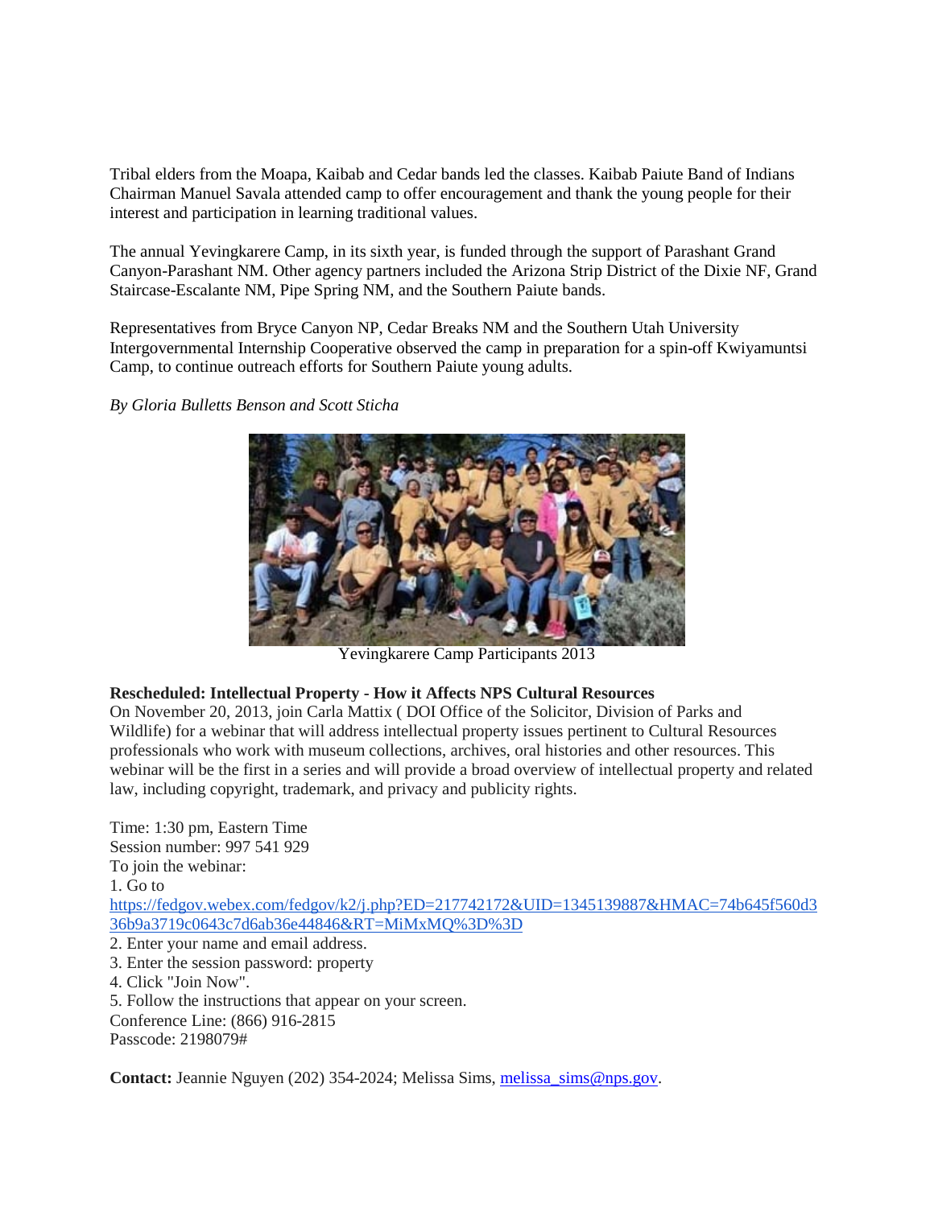Tribal elders from the Moapa, Kaibab and Cedar bands led the classes. Kaibab Paiute Band of Indians Chairman Manuel Savala attended camp to offer encouragement and thank the young people for their interest and participation in learning traditional values.

The annual Yevingkarere Camp, in its sixth year, is funded through the support of Parashant Grand Canyon-Parashant NM. Other agency partners included the Arizona Strip District of the Dixie NF, Grand Staircase-Escalante NM, Pipe Spring NM, and the Southern Paiute bands.

Representatives from Bryce Canyon NP, Cedar Breaks NM and the Southern Utah University Intergovernmental Internship Cooperative observed the camp in preparation for a spin-off Kwiyamuntsi Camp, to continue outreach efforts for Southern Paiute young adults.

*By Gloria Bulletts Benson and Scott Sticha*

Yevingkarere Camp Participants 2013

**Rescheduled: Intellectual Property - How it Affects NPS Cultural Resources**
On November 20, 2013, join Carla Mattix ( DOI Office of the Solicitor, Division of Parks and Wildlife) for a webinar that will address intellectual property issues pertinent to Cultural Resources professionals who work with museum collections, archives, oral histories and other resources. This webinar will be the first in a series and will provide a broad overview of intellectual property and related law, including copyright, trademark, and privacy and publicity rights.

Time: 1:30 pm, Eastern Time
Session number: 997 541 929
To join the webinar:
1. Go to
https://fedgov.webex.com/fedgov/k2/j.php?ED=217742172&UID=1345139887&HMAC=74b645f560d336b9a3719c0643c7d6ab36e44846&RT=MiMxMQ%3D%3D
2. Enter your name and email address.
3. Enter the session password: property
4. Click "Join Now".
5. Follow the instructions that appear on your screen.
Conference Line: (866) 916-2815
Passcode: 2198079#

**Contact:** Jeannie Nguyen (202) 354-2024; Melissa Sims, melissa_sims@nps.gov.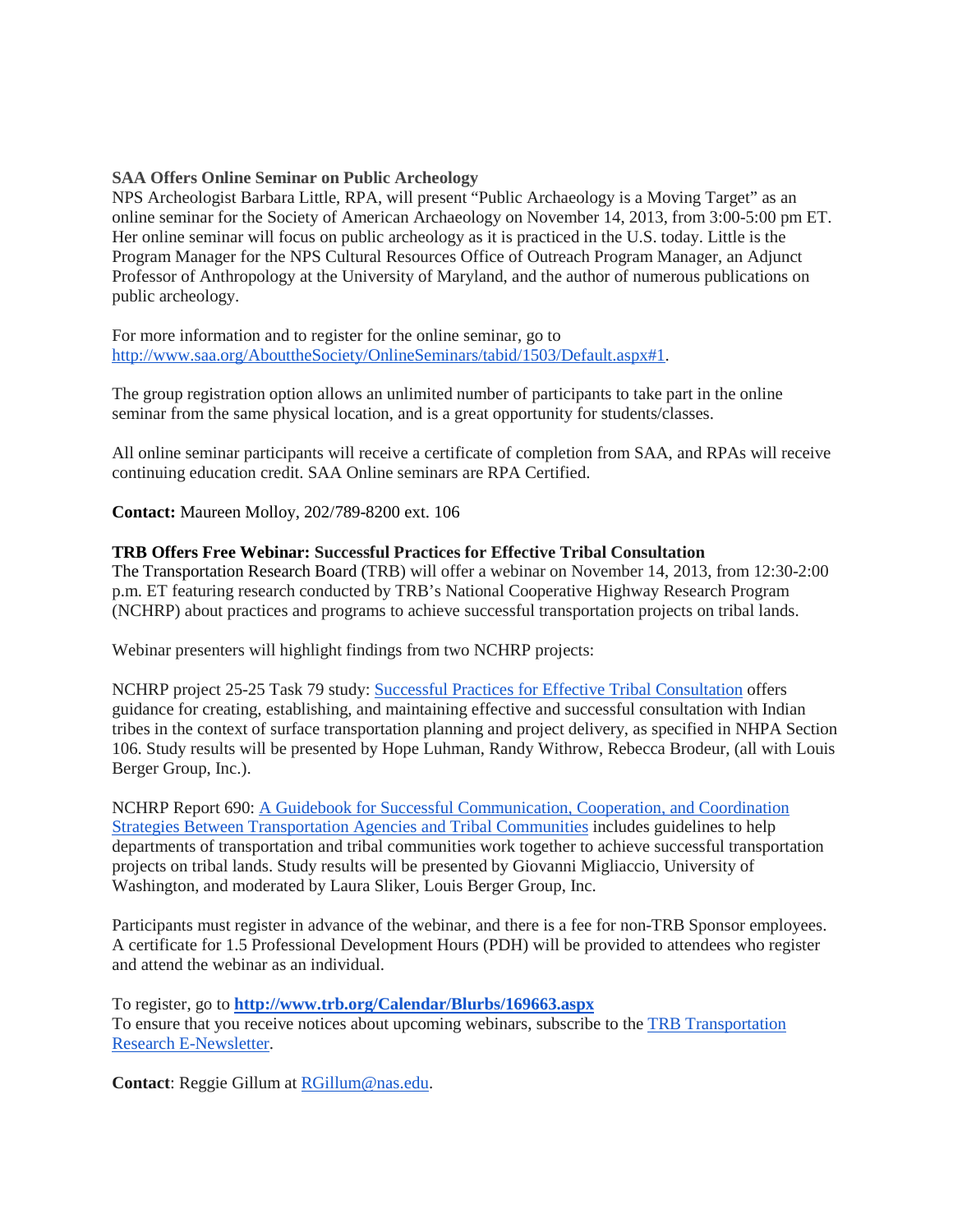**SAA Offers Online Seminar on Public Archeology**

NPS Archeologist Barbara Little, RPA, will present "Public Archaeology is a Moving Target" as an online seminar for the Society of American Archaeology on November 14, 2013, from 3:00-5:00 pm ET. Her online seminar will focus on public archeology as it is practiced in the U.S. today. Little is the Program Manager for the NPS Cultural Resources Office of Outreach Program Manager, an Adjunct Professor of Anthropology at the University of Maryland, and the author of numerous publications on public archeology.

For more information and to register for the online seminar, go to http://www.saa.org/AbouttheSociety/OnlineSeminars/tabid/1503/Default.aspx#1.

The group registration option allows an unlimited number of participants to take part in the online seminar from the same physical location, and is a great opportunity for students/classes.

All online seminar participants will receive a certificate of completion from SAA, and RPAs will receive continuing education credit. SAA Online seminars are RPA Certified.

**Contact:** Maureen Molloy, 202/789-8200 ext. 106

**TRB Offers Free Webinar: Successful Practices for Effective Tribal Consultation**

The Transportation Research Board (TRB) will offer a webinar on November 14, 2013, from 12:30-2:00 p.m. ET featuring research conducted by TRB's National Cooperative Highway Research Program (NCHRP) about practices and programs to achieve successful transportation projects on tribal lands.

Webinar presenters will highlight findings from two NCHRP projects:

NCHRP project 25-25 Task 79 study: Successful Practices for Effective Tribal Consultation offers guidance for creating, establishing, and maintaining effective and successful consultation with Indian tribes in the context of surface transportation planning and project delivery, as specified in NHPA Section 106. Study results will be presented by Hope Luhman, Randy Withrow, Rebecca Brodeur, (all with Louis Berger Group, Inc.).

NCHRP Report 690: A Guidebook for Successful Communication, Cooperation, and Coordination Strategies Between Transportation Agencies and Tribal Communities includes guidelines to help departments of transportation and tribal communities work together to achieve successful transportation projects on tribal lands. Study results will be presented by Giovanni Migliaccio, University of Washington, and moderated by Laura Sliker, Louis Berger Group, Inc.

Participants must register in advance of the webinar, and there is a fee for non-TRB Sponsor employees. A certificate for 1.5 Professional Development Hours (PDH) will be provided to attendees who register and attend the webinar as an individual.

To register, go to **http://www.trb.org/Calendar/Blurbs/169663.aspx**
To ensure that you receive notices about upcoming webinars, subscribe to the TRB Transportation Research E-Newsletter.

**Contact**: Reggie Gillum at RGillum@nas.edu.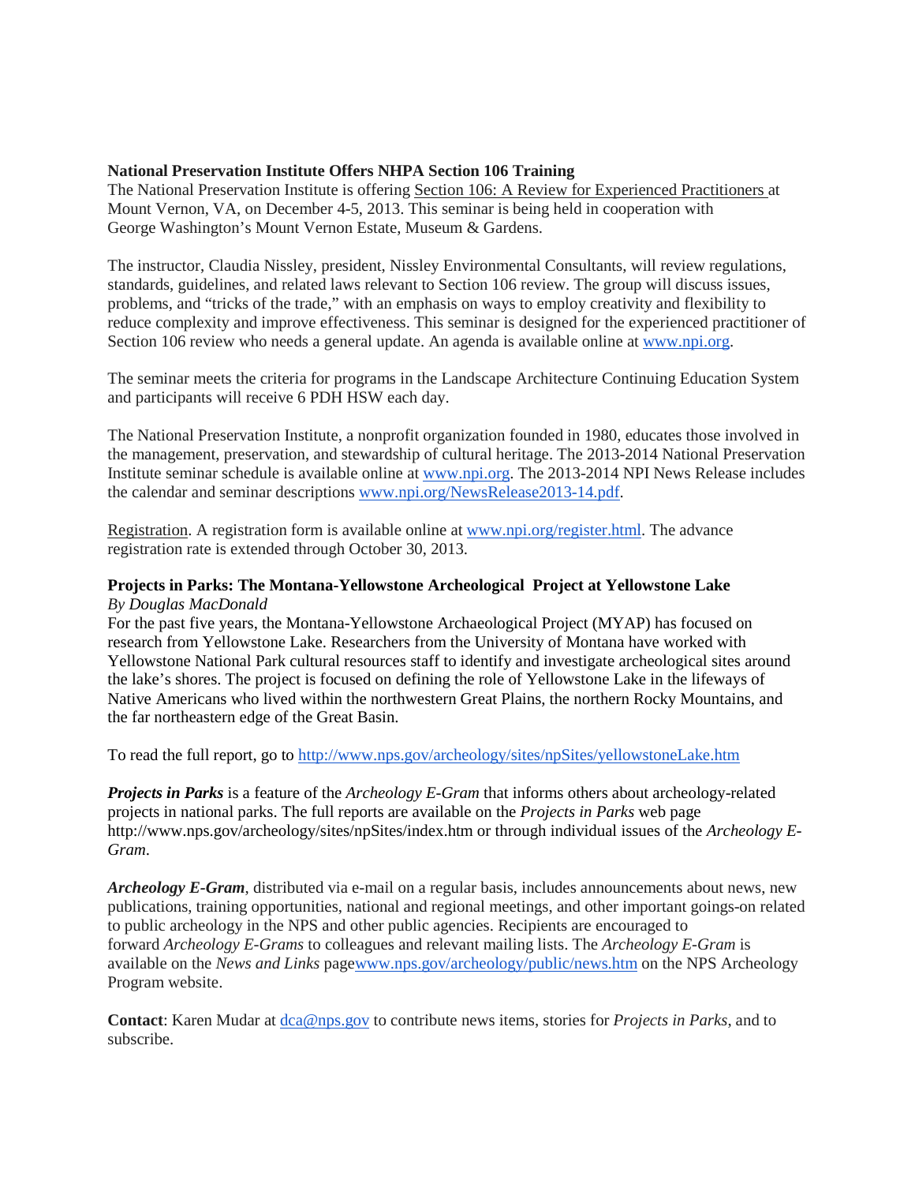**National Preservation Institute Offers NHPA Section 106 Training**

The National Preservation Institute is offering Section 106: A Review for Experienced Practitioners at Mount Vernon, VA, on December 4-5, 2013. This seminar is being held in cooperation with George Washington's Mount Vernon Estate, Museum & Gardens.

The instructor, Claudia Nissley, president, Nissley Environmental Consultants, will review regulations, standards, guidelines, and related laws relevant to Section 106 review. The group will discuss issues, problems, and "tricks of the trade," with an emphasis on ways to employ creativity and flexibility to reduce complexity and improve effectiveness. This seminar is designed for the experienced practitioner of Section 106 review who needs a general update. An agenda is available online at www.npi.org.

The seminar meets the criteria for programs in the Landscape Architecture Continuing Education System and participants will receive 6 PDH HSW each day.

The National Preservation Institute, a nonprofit organization founded in 1980, educates those involved in the management, preservation, and stewardship of cultural heritage. The 2013-2014 National Preservation Institute seminar schedule is available online at www.npi.org. The 2013-2014 NPI News Release includes the calendar and seminar descriptions www.npi.org/NewsRelease2013-14.pdf.

Registration. A registration form is available online at www.npi.org/register.html. The advance registration rate is extended through October 30, 2013.

**Projects in Parks: The Montana-Yellowstone Archeological Project at Yellowstone Lake**

*By Douglas MacDonald*

For the past five years, the Montana-Yellowstone Archaeological Project (MYAP) has focused on research from Yellowstone Lake. Researchers from the University of Montana have worked with Yellowstone National Park cultural resources staff to identify and investigate archeological sites around the lake's shores. The project is focused on defining the role of Yellowstone Lake in the lifeways of Native Americans who lived within the northwestern Great Plains, the northern Rocky Mountains, and the far northeastern edge of the Great Basin.

To read the full report, go to http://www.nps.gov/archeology/sites/npSites/yellowstoneLake.htm

***Projects in Parks*** is a feature of the *Archeology E-Gram* that informs others about archeology-related projects in national parks. The full reports are available on the *Projects in Parks* web page http://www.nps.gov/archeology/sites/npSites/index.htm or through individual issues of the *Archeology E-Gram*.

***Archeology E-Gram***, distributed via e-mail on a regular basis, includes announcements about news, new publications, training opportunities, national and regional meetings, and other important goings-on related to public archeology in the NPS and other public agencies. Recipients are encouraged to forward *Archeology E-Grams* to colleagues and relevant mailing lists. The *Archeology E-Gram* is available on the *News and Links* pagewww.nps.gov/archeology/public/news.htm on the NPS Archeology Program website.

**Contact**: Karen Mudar at dca@nps.gov to contribute news items, stories for *Projects in Parks*, and to subscribe.